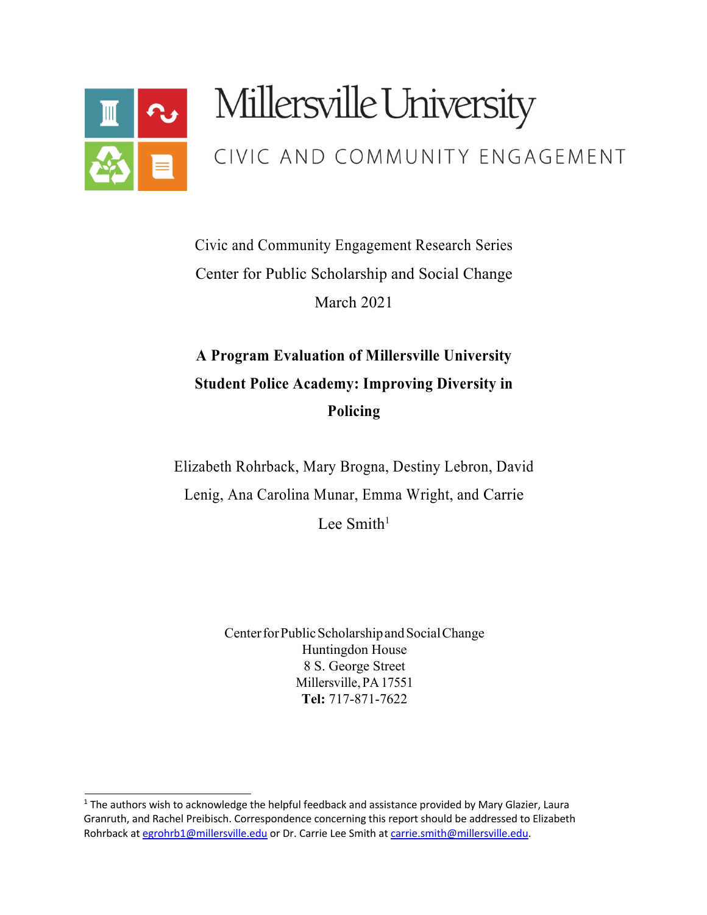Millersville University

CIVIC AND COMMUNITY ENGAGEMENT

Civic and Community Engagement Research Series

Center for Public Scholarship and Social Change

March 2021

# A Program Evaluation of Millersville University Student Police Academy: Improving Diversity in Policing

Elizabeth Rohrback, Mary Brogna, Destiny Lebron, David Lenig, Ana Carolina Munar, Emma Wright, and Carrie Lee Smith[1]

Center for Public Scholarship and Social Change
Huntingdon House
8 S. George Street
Millersville, PA 17551
**Tel:** 717-871-7622

[1] The authors wish to acknowledge the helpful feedback and assistance provided by Mary Glazier, Laura Granruth, and Rachel Preibisch. Correspondence concerning this report should be addressed to Elizabeth Rohrback at egrohrb1@millersville.edu or Dr. Carrie Lee Smith at carrie.smith@millersville.edu.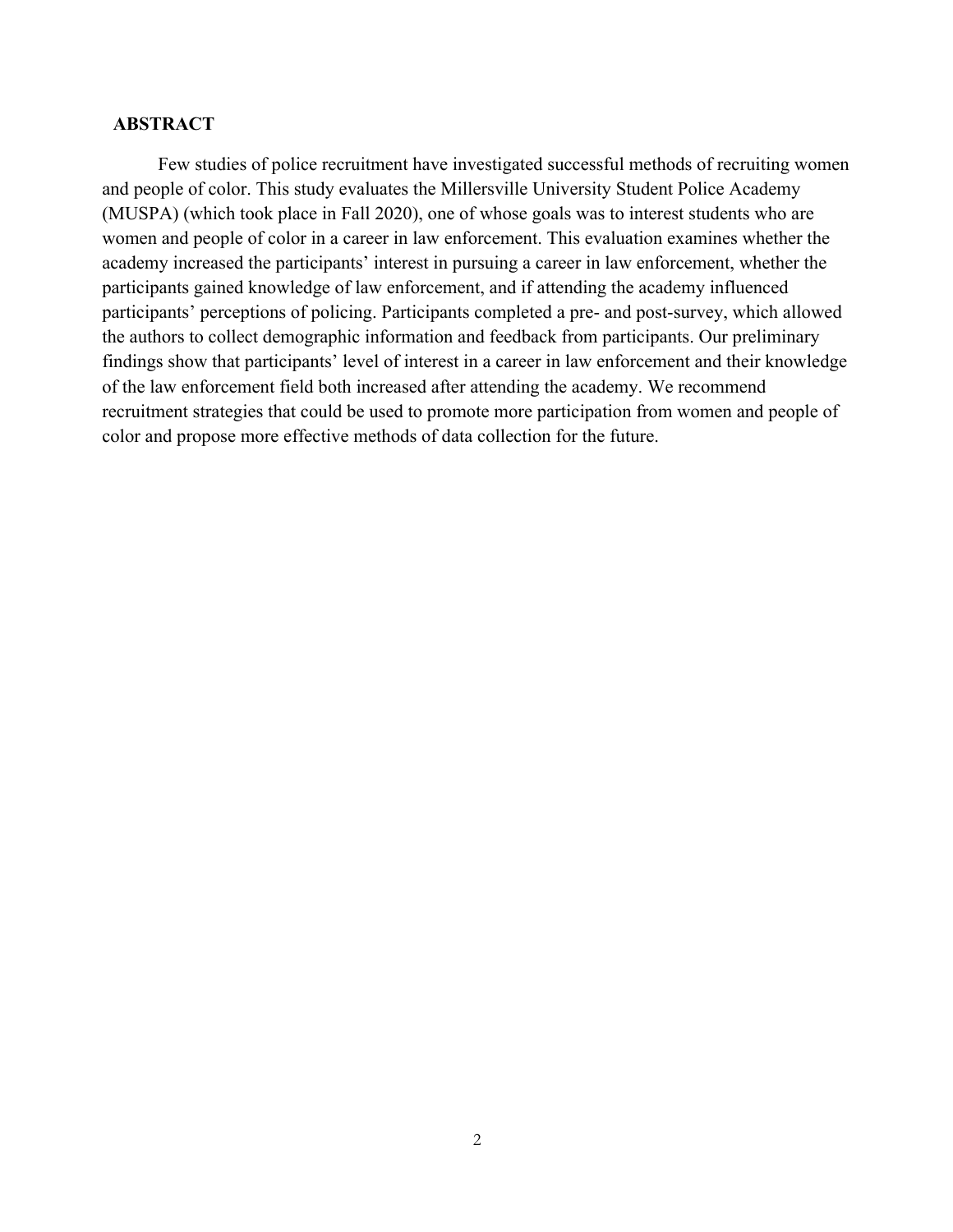## ABSTRACT

Few studies of police recruitment have investigated successful methods of recruiting women and people of color. This study evaluates the Millersville University Student Police Academy (MUSPA) (which took place in Fall 2020), one of whose goals was to interest students who are women and people of color in a career in law enforcement. This evaluation examines whether the academy increased the participants' interest in pursuing a career in law enforcement, whether the participants gained knowledge of law enforcement, and if attending the academy influenced participants' perceptions of policing. Participants completed a pre- and post-survey, which allowed the authors to collect demographic information and feedback from participants. Our preliminary findings show that participants' level of interest in a career in law enforcement and their knowledge of the law enforcement field both increased after attending the academy. We recommend recruitment strategies that could be used to promote more participation from women and people of color and propose more effective methods of data collection for the future.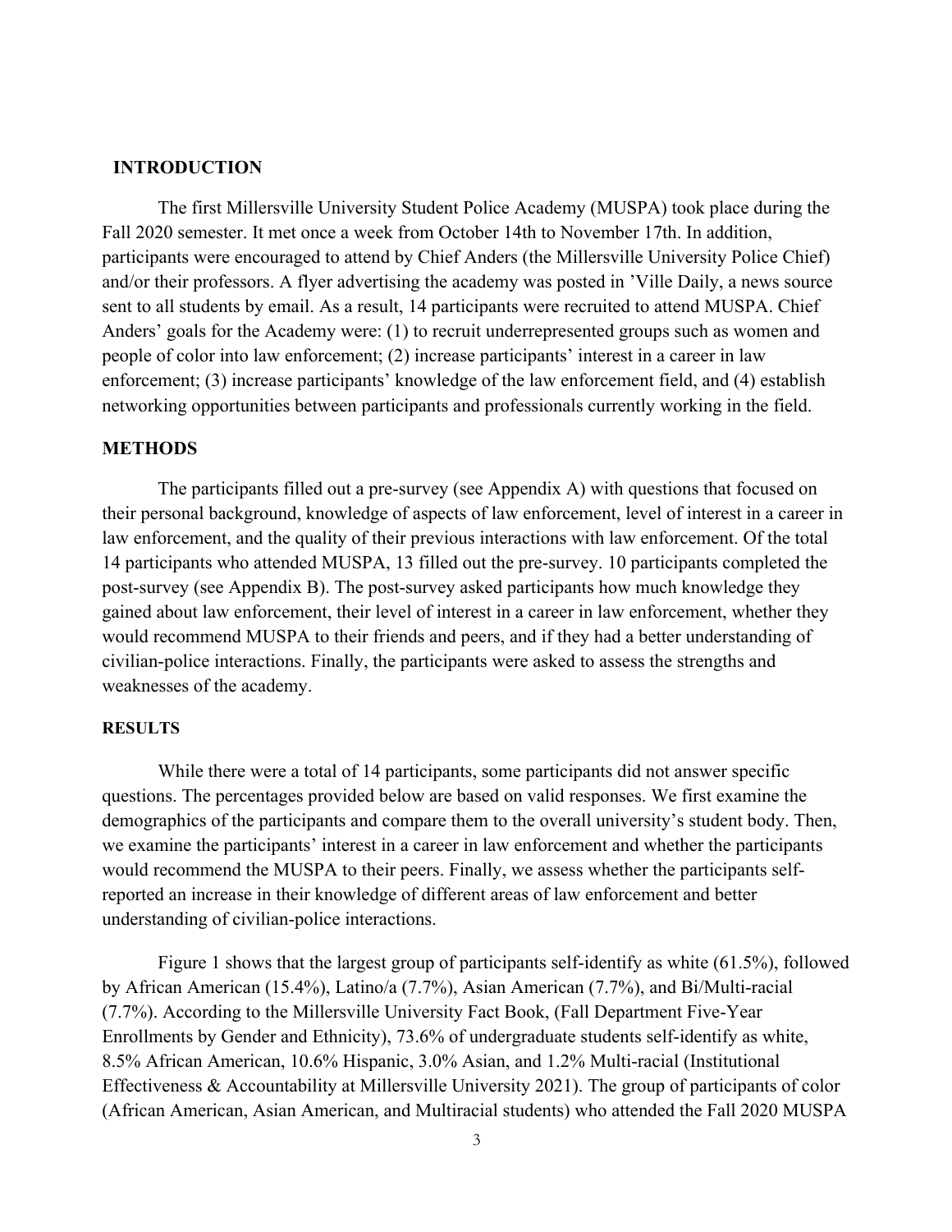## INTRODUCTION

The first Millersville University Student Police Academy (MUSPA) took place during the Fall 2020 semester. It met once a week from October 14th to November 17th. In addition, participants were encouraged to attend by Chief Anders (the Millersville University Police Chief) and/or their professors. A flyer advertising the academy was posted in 'Ville Daily, a news source sent to all students by email. As a result, 14 participants were recruited to attend MUSPA. Chief Anders' goals for the Academy were: (1) to recruit underrepresented groups such as women and people of color into law enforcement; (2) increase participants' interest in a career in law enforcement; (3) increase participants' knowledge of the law enforcement field, and (4) establish networking opportunities between participants and professionals currently working in the field.

## METHODS

The participants filled out a pre-survey (see Appendix A) with questions that focused on their personal background, knowledge of aspects of law enforcement, level of interest in a career in law enforcement, and the quality of their previous interactions with law enforcement. Of the total 14 participants who attended MUSPA, 13 filled out the pre-survey. 10 participants completed the post-survey (see Appendix B). The post-survey asked participants how much knowledge they gained about law enforcement, their level of interest in a career in law enforcement, whether they would recommend MUSPA to their friends and peers, and if they had a better understanding of civilian-police interactions. Finally, the participants were asked to assess the strengths and weaknesses of the academy.

## RESULTS

While there were a total of 14 participants, some participants did not answer specific questions. The percentages provided below are based on valid responses. We first examine the demographics of the participants and compare them to the overall university's student body. Then, we examine the participants' interest in a career in law enforcement and whether the participants would recommend the MUSPA to their peers. Finally, we assess whether the participants self-reported an increase in their knowledge of different areas of law enforcement and better understanding of civilian-police interactions.

Figure 1 shows that the largest group of participants self-identify as white (61.5%), followed by African American (15.4%), Latino/a (7.7%), Asian American (7.7%), and Bi/Multi-racial (7.7%). According to the Millersville University Fact Book, (Fall Department Five-Year Enrollments by Gender and Ethnicity), 73.6% of undergraduate students self-identify as white, 8.5% African American, 10.6% Hispanic, 3.0% Asian, and 1.2% Multi-racial (Institutional Effectiveness & Accountability at Millersville University 2021). The group of participants of color (African American, Asian American, and Multiracial students) who attended the Fall 2020 MUSPA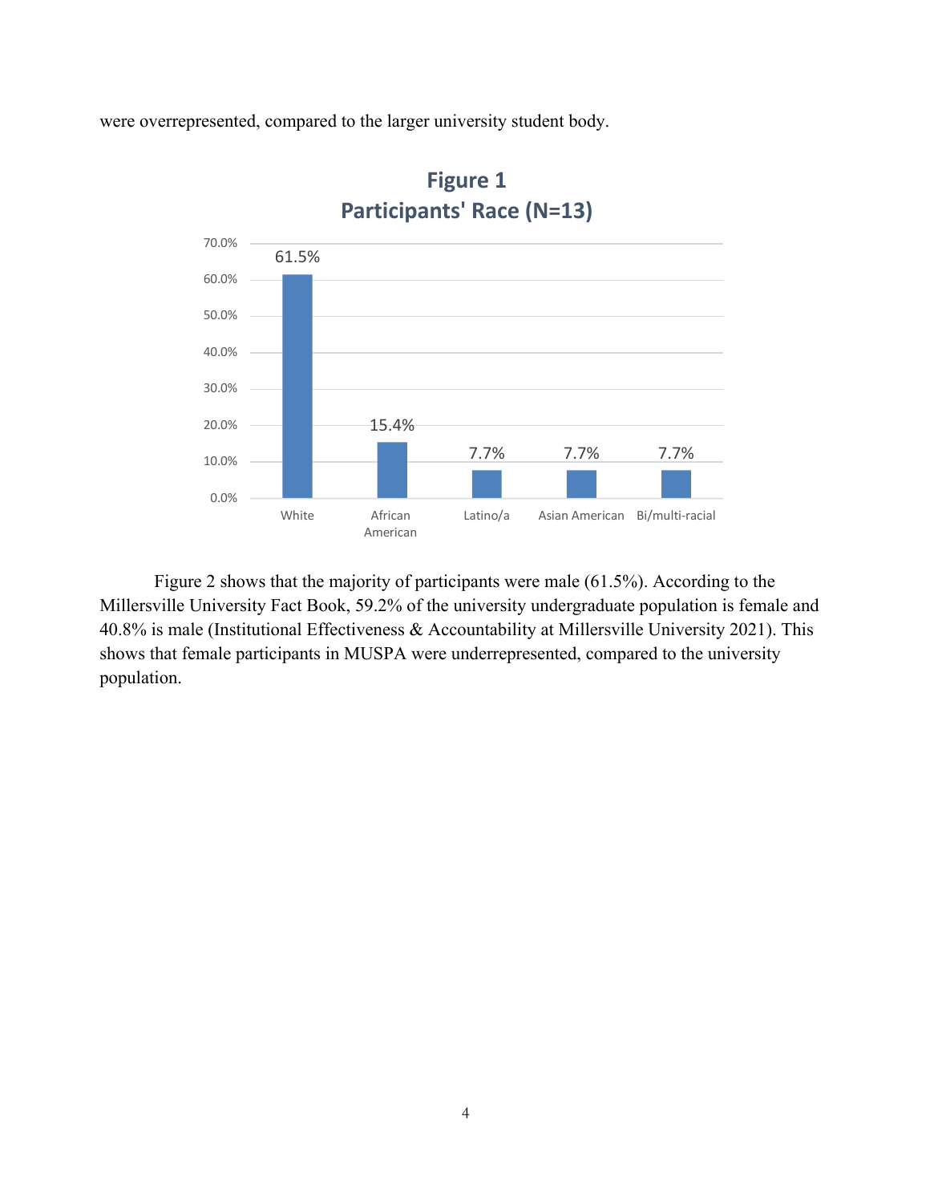were overrepresented, compared to the larger university student body.

**Figure 1**
**Participants' Race (N=13)**

| Race | Percentage |
| --- | --- |
| White | 61.5% |
| African American | 15.4% |
| Latino/a | 7.7% |
| Asian American | 7.7% |
| Bi/multi-racial | 7.7% |

Figure 2 shows that the majority of participants were male (61.5%). According to the Millersville University Fact Book, 59.2% of the university undergraduate population is female and 40.8% is male (Institutional Effectiveness & Accountability at Millersville University 2021). This shows that female participants in MUSPA were underrepresented, compared to the university population.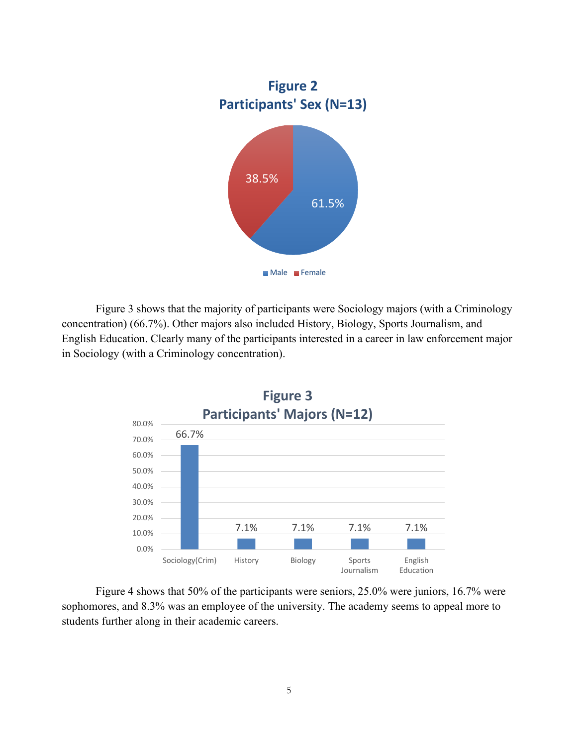**Figure 2**
**Participants' Sex (N=13)**

| Sex | Percentage |
|---|---|
| Male | 61.5% |
| Female | 38.5% |

Figure 3 shows that the majority of participants were Sociology majors (with a Criminology concentration) (66.7%). Other majors also included History, Biology, Sports Journalism, and English Education. Clearly many of the participants interested in a career in law enforcement major in Sociology (with a Criminology concentration).

**Figure 3**
**Participants' Majors (N=12)**

| Major | Percentage |
|---|---|
| Sociology(Crim) | 66.7% |
| History | 7.1% |
| Biology | 7.1% |
| Sports Journalism | 7.1% |
| English Education | 7.1% |

Figure 4 shows that 50% of the participants were seniors, 25.0% were juniors, 16.7% were sophomores, and 8.3% was an employee of the university. The academy seems to appeal more to students further along in their academic careers.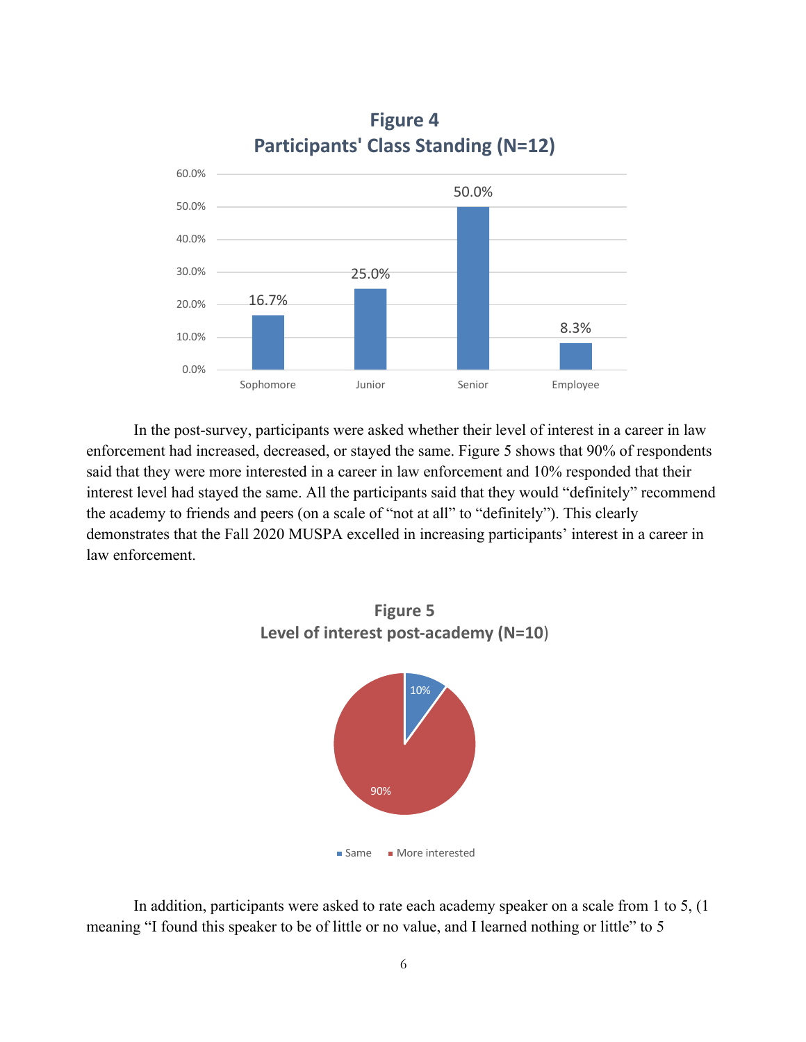**Figure 4**
**Participants' Class Standing (N=12)**

| Class Standing | Percentage |
|---|---|
| Sophomore | 16.7% |
| Junior | 25.0% |
| Senior | 50.0% |
| Employee | 8.3% |

In the post-survey, participants were asked whether their level of interest in a career in law enforcement had increased, decreased, or stayed the same. Figure 5 shows that 90% of respondents said that they were more interested in a career in law enforcement and 10% responded that their interest level had stayed the same. All the participants said that they would "definitely" recommend the academy to friends and peers (on a scale of "not at all" to "definitely"). This clearly demonstrates that the Fall 2020 MUSPA excelled in increasing participants' interest in a career in law enforcement.

**Figure 5**
**Level of interest post-academy (N=10)**

| Response | Percentage |
|---|---|
| Same | 10% |
| More interested | 90% |

In addition, participants were asked to rate each academy speaker on a scale from 1 to 5, (1 meaning "I found this speaker to be of little or no value, and I learned nothing or little" to 5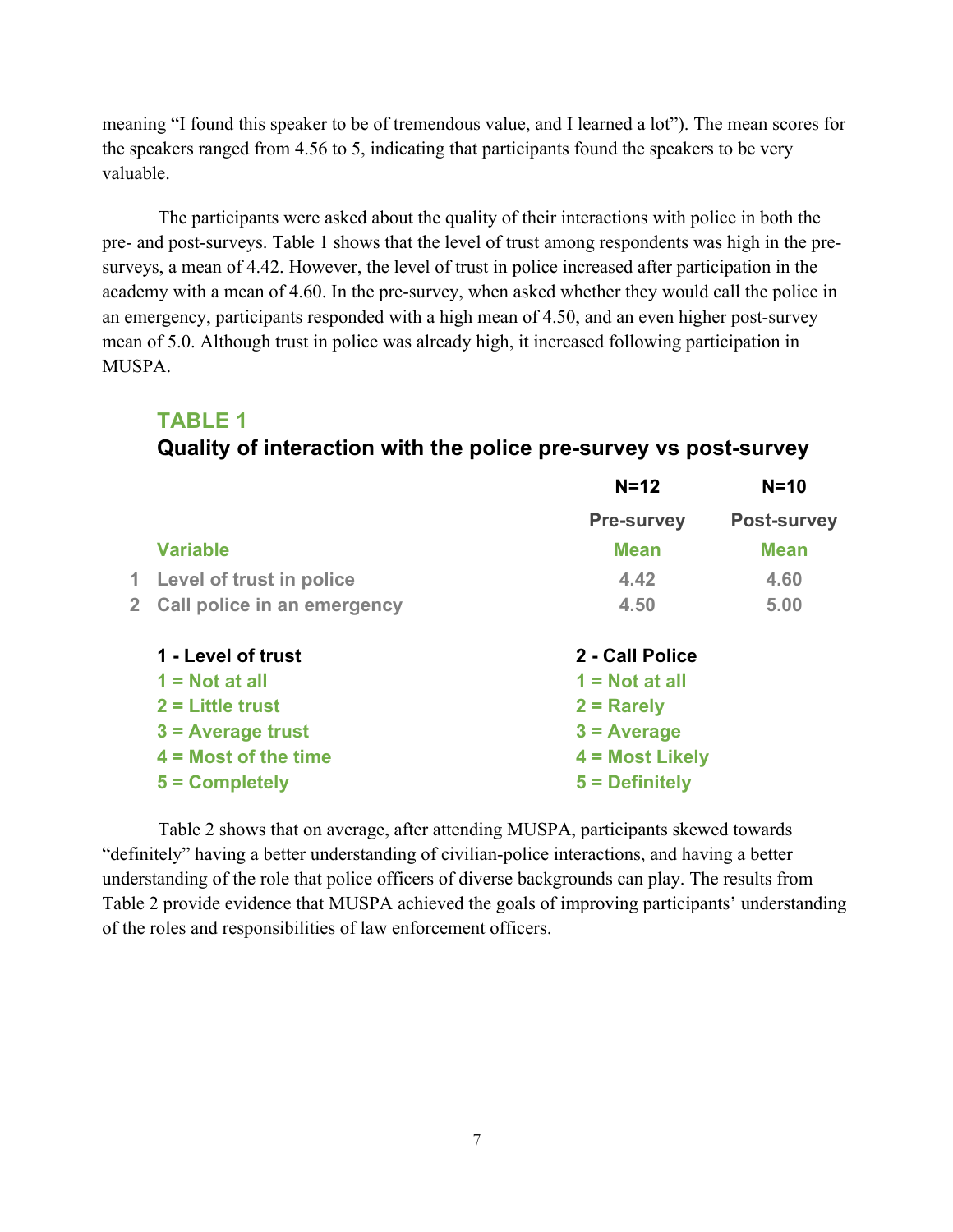meaning "I found this speaker to be of tremendous value, and I learned a lot"). The mean scores for the speakers ranged from 4.56 to 5, indicating that participants found the speakers to be very valuable.

The participants were asked about the quality of their interactions with police in both the pre- and post-surveys. Table 1 shows that the level of trust among respondents was high in the pre-surveys, a mean of 4.42. However, the level of trust in police increased after participation in the academy with a mean of 4.60. In the pre-survey, when asked whether they would call the police in an emergency, participants responded with a high mean of 4.50, and an even higher post-survey mean of 5.0. Although trust in police was already high, it increased following participation in MUSPA.

## TABLE 1

### Quality of interaction with the police pre-survey vs post-survey

| | | N=12 | N=10 |
|---|---|---|---|
| | | Pre-survey | Post-survey |
| | Variable | Mean | Mean |
| 1 | Level of trust in police | 4.42 | 4.60 |
| 2 | Call police in an emergency | 4.50 | 5.00 |

| 1 - Level of trust | 2 - Call Police |
|---|---|
| 1 = Not at all | 1 = Not at all |
| 2 = Little trust | 2 = Rarely |
| 3 = Average trust | 3 = Average |
| 4 = Most of the time | 4 = Most Likely |
| 5 = Completely | 5 = Definitely |

Table 2 shows that on average, after attending MUSPA, participants skewed towards "definitely" having a better understanding of civilian-police interactions, and having a better understanding of the role that police officers of diverse backgrounds can play. The results from Table 2 provide evidence that MUSPA achieved the goals of improving participants' understanding of the roles and responsibilities of law enforcement officers.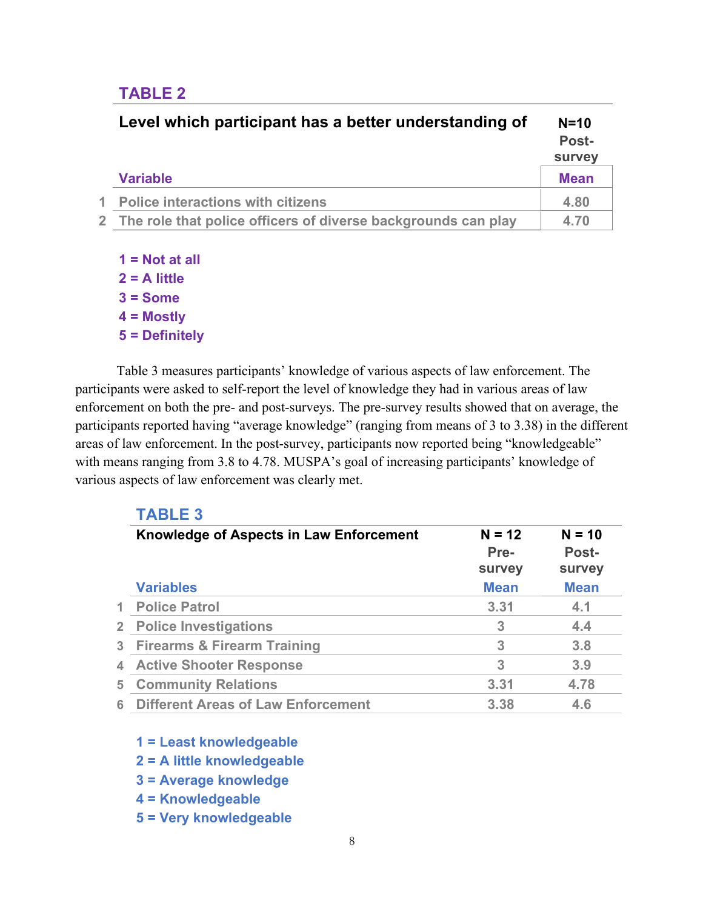**TABLE 2**

| | Level which participant has a better understanding of | N=10 Post-survey |
|---|---|---|
| | **Variable** | **Mean** |
| 1 | Police interactions with citizens | 4.80 |
| 2 | The role that police officers of diverse backgrounds can play | 4.70 |

1 = Not at all
2 = A little
3 = Some
4 = Mostly
5 = Definitely

Table 3 measures participants' knowledge of various aspects of law enforcement. The participants were asked to self-report the level of knowledge they had in various areas of law enforcement on both the pre- and post-surveys. The pre-survey results showed that on average, the participants reported having "average knowledge" (ranging from means of 3 to 3.38) in the different areas of law enforcement. In the post-survey, participants now reported being "knowledgeable" with means ranging from 3.8 to 4.78. MUSPA's goal of increasing participants' knowledge of various aspects of law enforcement was clearly met.

**TABLE 3**

| | Knowledge of Aspects in Law Enforcement | N = 12 Pre-survey | N = 10 Post-survey |
|---|---|---|---|
| | **Variables** | **Mean** | **Mean** |
| 1 | Police Patrol | 3.31 | 4.1 |
| 2 | Police Investigations | 3 | 4.4 |
| 3 | Firearms & Firearm Training | 3 | 3.8 |
| 4 | Active Shooter Response | 3 | 3.9 |
| 5 | Community Relations | 3.31 | 4.78 |
| 6 | Different Areas of Law Enforcement | 3.38 | 4.6 |

1 = Least knowledgeable
2 = A little knowledgeable
3 = Average knowledge
4 = Knowledgeable
5 = Very knowledgeable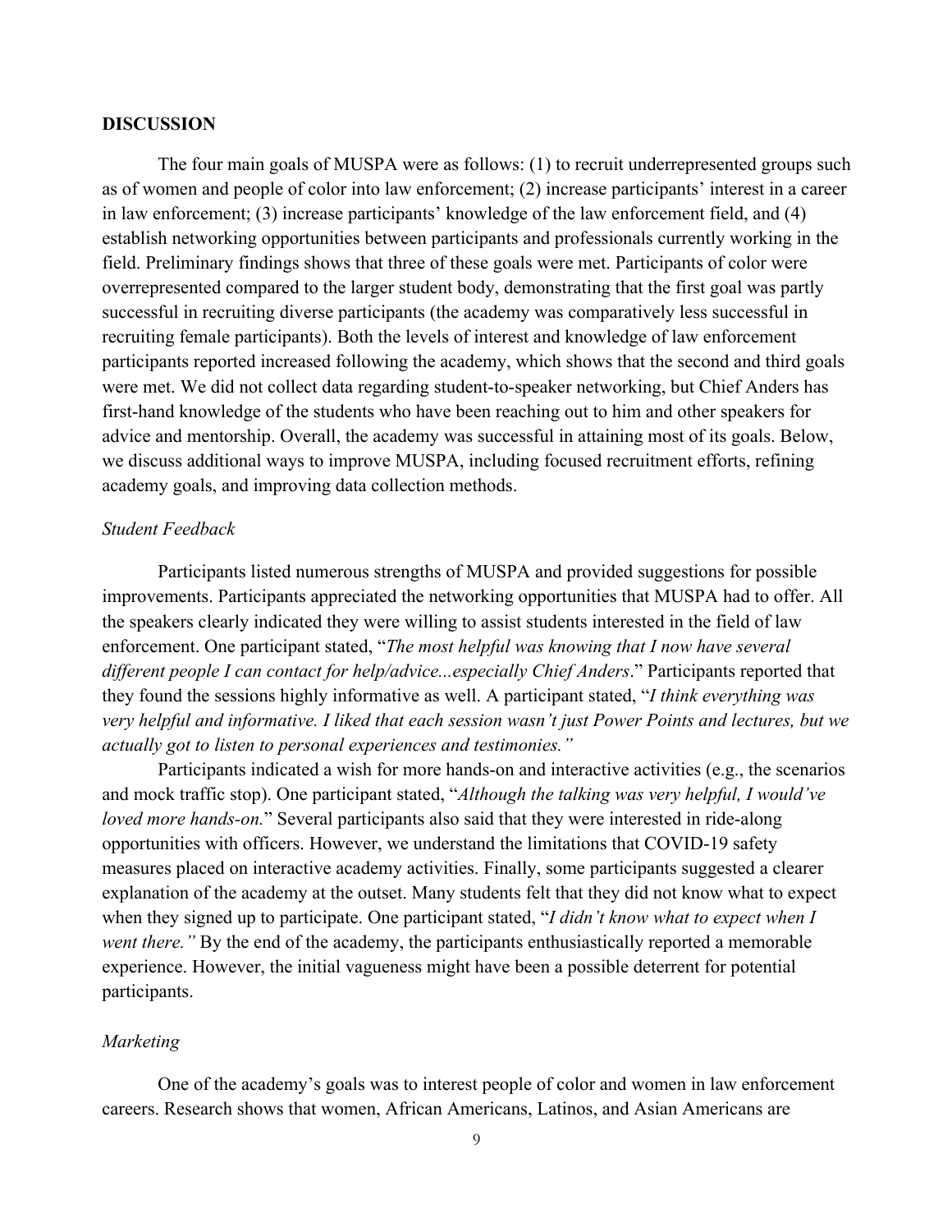## DISCUSSION

The four main goals of MUSPA were as follows: (1) to recruit underrepresented groups such as of women and people of color into law enforcement; (2) increase participants' interest in a career in law enforcement; (3) increase participants' knowledge of the law enforcement field, and (4) establish networking opportunities between participants and professionals currently working in the field. Preliminary findings shows that three of these goals were met. Participants of color were overrepresented compared to the larger student body, demonstrating that the first goal was partly successful in recruiting diverse participants (the academy was comparatively less successful in recruiting female participants). Both the levels of interest and knowledge of law enforcement participants reported increased following the academy, which shows that the second and third goals were met. We did not collect data regarding student-to-speaker networking, but Chief Anders has first-hand knowledge of the students who have been reaching out to him and other speakers for advice and mentorship. Overall, the academy was successful in attaining most of its goals. Below, we discuss additional ways to improve MUSPA, including focused recruitment efforts, refining academy goals, and improving data collection methods.

### *Student Feedback*

Participants listed numerous strengths of MUSPA and provided suggestions for possible improvements. Participants appreciated the networking opportunities that MUSPA had to offer. All the speakers clearly indicated they were willing to assist students interested in the field of law enforcement. One participant stated, "*The most helpful was knowing that I now have several different people I can contact for help/advice...especially Chief Anders*." Participants reported that they found the sessions highly informative as well. A participant stated, "*I think everything was very helpful and informative. I liked that each session wasn't just Power Points and lectures, but we actually got to listen to personal experiences and testimonies."*

Participants indicated a wish for more hands-on and interactive activities (e.g., the scenarios and mock traffic stop). One participant stated, "*Although the talking was very helpful, I would've loved more hands-on.*" Several participants also said that they were interested in ride-along opportunities with officers. However, we understand the limitations that COVID-19 safety measures placed on interactive academy activities. Finally, some participants suggested a clearer explanation of the academy at the outset. Many students felt that they did not know what to expect when they signed up to participate. One participant stated, "*I didn't know what to expect when I went there."* By the end of the academy, the participants enthusiastically reported a memorable experience. However, the initial vagueness might have been a possible deterrent for potential participants.

### *Marketing*

One of the academy's goals was to interest people of color and women in law enforcement careers. Research shows that women, African Americans, Latinos, and Asian Americans are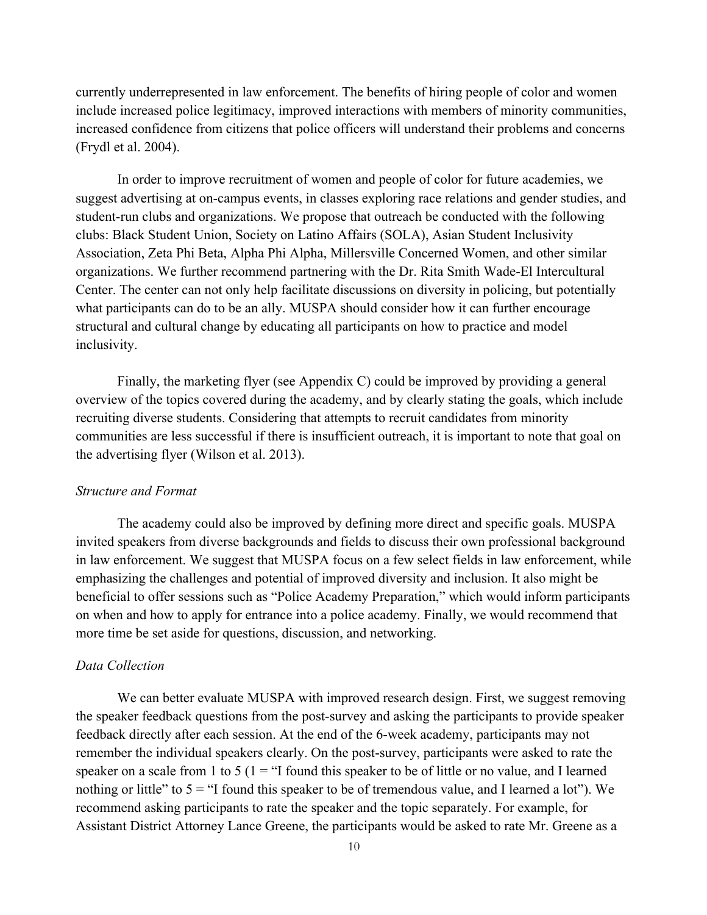currently underrepresented in law enforcement. The benefits of hiring people of color and women include increased police legitimacy, improved interactions with members of minority communities, increased confidence from citizens that police officers will understand their problems and concerns (Frydl et al. 2004).

In order to improve recruitment of women and people of color for future academies, we suggest advertising at on-campus events, in classes exploring race relations and gender studies, and student-run clubs and organizations. We propose that outreach be conducted with the following clubs: Black Student Union, Society on Latino Affairs (SOLA), Asian Student Inclusivity Association, Zeta Phi Beta, Alpha Phi Alpha, Millersville Concerned Women, and other similar organizations. We further recommend partnering with the Dr. Rita Smith Wade-El Intercultural Center. The center can not only help facilitate discussions on diversity in policing, but potentially what participants can do to be an ally. MUSPA should consider how it can further encourage structural and cultural change by educating all participants on how to practice and model inclusivity.

Finally, the marketing flyer (see Appendix C) could be improved by providing a general overview of the topics covered during the academy, and by clearly stating the goals, which include recruiting diverse students. Considering that attempts to recruit candidates from minority communities are less successful if there is insufficient outreach, it is important to note that goal on the advertising flyer (Wilson et al. 2013).

*Structure and Format*

The academy could also be improved by defining more direct and specific goals. MUSPA invited speakers from diverse backgrounds and fields to discuss their own professional background in law enforcement. We suggest that MUSPA focus on a few select fields in law enforcement, while emphasizing the challenges and potential of improved diversity and inclusion. It also might be beneficial to offer sessions such as "Police Academy Preparation," which would inform participants on when and how to apply for entrance into a police academy. Finally, we would recommend that more time be set aside for questions, discussion, and networking.

*Data Collection*

We can better evaluate MUSPA with improved research design. First, we suggest removing the speaker feedback questions from the post-survey and asking the participants to provide speaker feedback directly after each session. At the end of the 6-week academy, participants may not remember the individual speakers clearly. On the post-survey, participants were asked to rate the speaker on a scale from 1 to 5 (1 = "I found this speaker to be of little or no value, and I learned nothing or little" to 5 = "I found this speaker to be of tremendous value, and I learned a lot"). We recommend asking participants to rate the speaker and the topic separately. For example, for Assistant District Attorney Lance Greene, the participants would be asked to rate Mr. Greene as a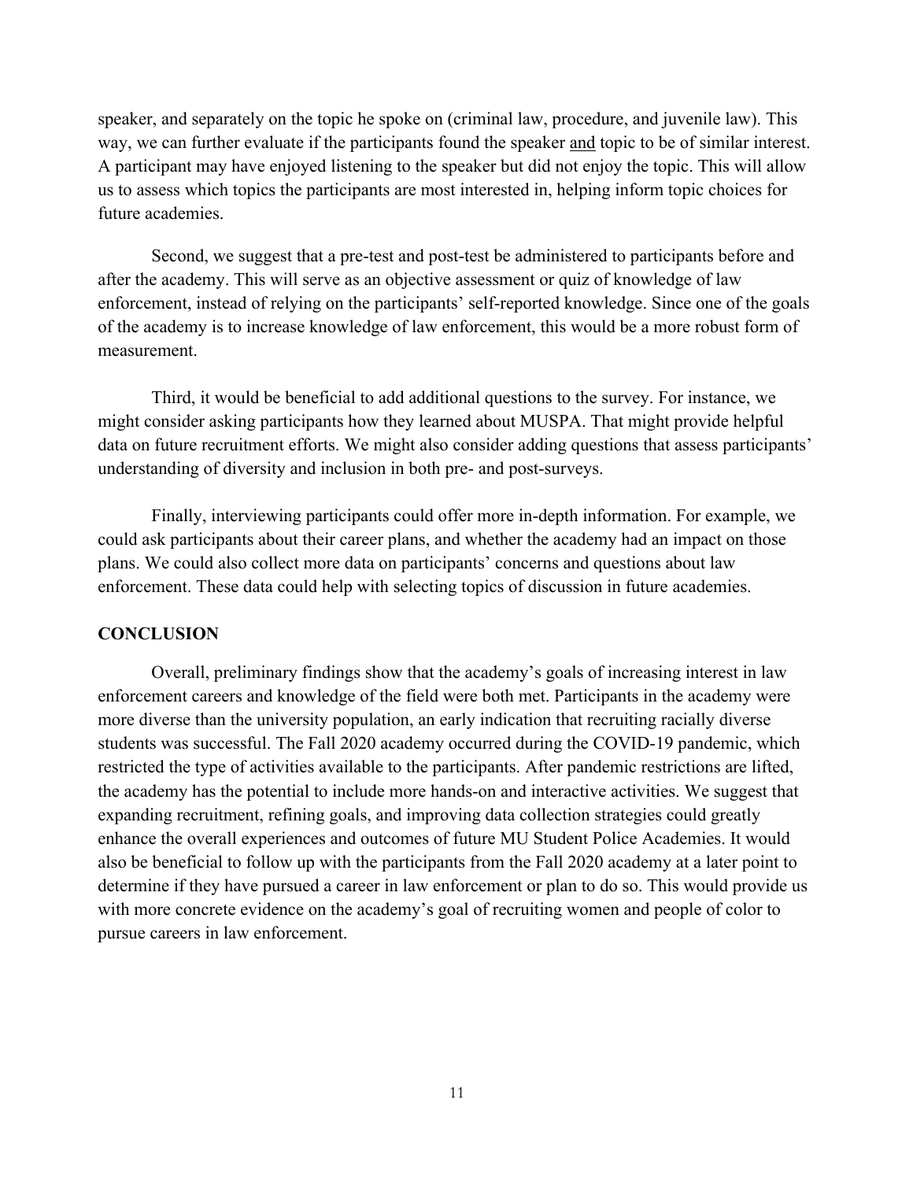speaker, and separately on the topic he spoke on (criminal law, procedure, and juvenile law). This way, we can further evaluate if the participants found the speaker <u>and</u> topic to be of similar interest. A participant may have enjoyed listening to the speaker but did not enjoy the topic. This will allow us to assess which topics the participants are most interested in, helping inform topic choices for future academies.

Second, we suggest that a pre-test and post-test be administered to participants before and after the academy. This will serve as an objective assessment or quiz of knowledge of law enforcement, instead of relying on the participants' self-reported knowledge. Since one of the goals of the academy is to increase knowledge of law enforcement, this would be a more robust form of measurement.

Third, it would be beneficial to add additional questions to the survey. For instance, we might consider asking participants how they learned about MUSPA. That might provide helpful data on future recruitment efforts. We might also consider adding questions that assess participants' understanding of diversity and inclusion in both pre- and post-surveys.

Finally, interviewing participants could offer more in-depth information. For example, we could ask participants about their career plans, and whether the academy had an impact on those plans. We could also collect more data on participants' concerns and questions about law enforcement. These data could help with selecting topics of discussion in future academies.

## CONCLUSION

Overall, preliminary findings show that the academy's goals of increasing interest in law enforcement careers and knowledge of the field were both met. Participants in the academy were more diverse than the university population, an early indication that recruiting racially diverse students was successful. The Fall 2020 academy occurred during the COVID-19 pandemic, which restricted the type of activities available to the participants. After pandemic restrictions are lifted, the academy has the potential to include more hands-on and interactive activities. We suggest that expanding recruitment, refining goals, and improving data collection strategies could greatly enhance the overall experiences and outcomes of future MU Student Police Academies. It would also be beneficial to follow up with the participants from the Fall 2020 academy at a later point to determine if they have pursued a career in law enforcement or plan to do so. This would provide us with more concrete evidence on the academy's goal of recruiting women and people of color to pursue careers in law enforcement.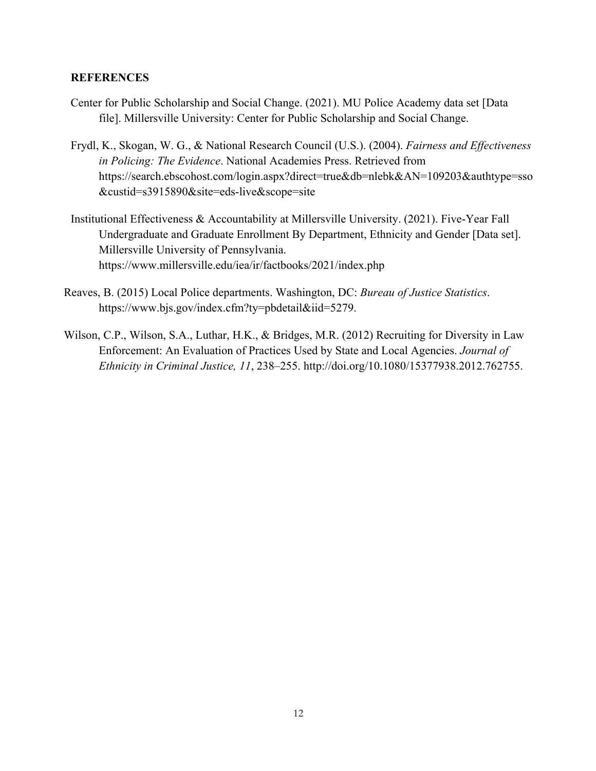## REFERENCES

Center for Public Scholarship and Social Change. (2021). MU Police Academy data set [Data file]. Millersville University: Center for Public Scholarship and Social Change.

Frydl, K., Skogan, W. G., & National Research Council (U.S.). (2004). *Fairness and Effectiveness in Policing: The Evidence*. National Academies Press. Retrieved from https://search.ebscohost.com/login.aspx?direct=true&db=nlebk&AN=109203&authtype=sso&custid=s3915890&site=eds-live&scope=site

Institutional Effectiveness & Accountability at Millersville University. (2021). Five-Year Fall Undergraduate and Graduate Enrollment By Department, Ethnicity and Gender [Data set]. Millersville University of Pennsylvania. https://www.millersville.edu/iea/ir/factbooks/2021/index.php

Reaves, B. (2015) Local Police departments. Washington, DC: *Bureau of Justice Statistics*. https://www.bjs.gov/index.cfm?ty=pbdetail&iid=5279.

Wilson, C.P., Wilson, S.A., Luthar, H.K., & Bridges, M.R. (2012) Recruiting for Diversity in Law Enforcement: An Evaluation of Practices Used by State and Local Agencies. *Journal of Ethnicity in Criminal Justice, 11*, 238–255. http://doi.org/10.1080/15377938.2012.762755.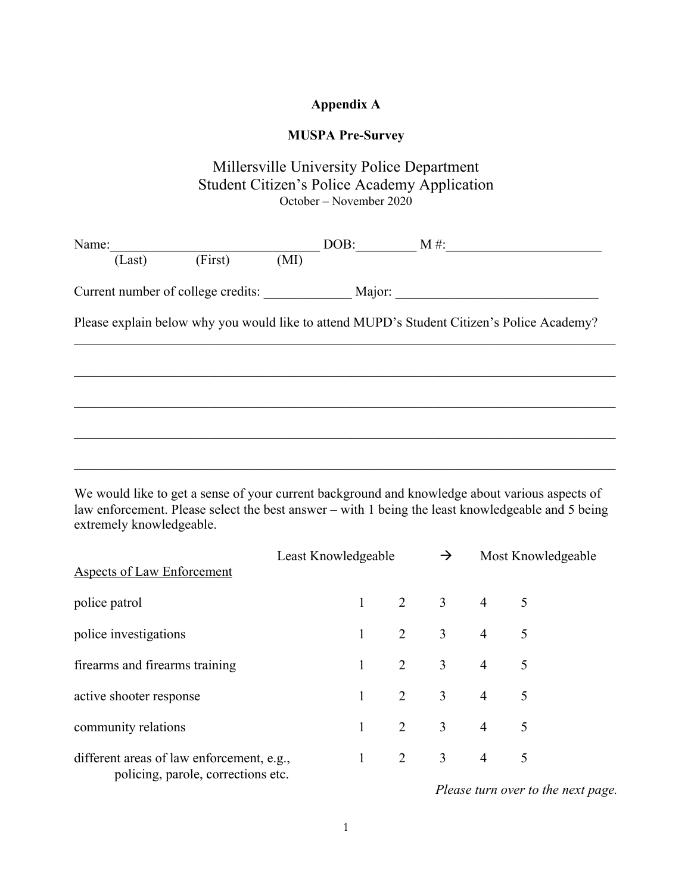**Appendix A**

**MUSPA Pre-Survey**

Millersville University Police Department
Student Citizen's Police Academy Application
October – November 2020

Name:______________________________ DOB:_________ M #:_______________________
(Last) (First) (MI)

Current number of college credits: _____________ Major: ______________________________

Please explain below why you would like to attend MUPD's Student Citizen's Police Academy?

_______________________________________________________________________________

_______________________________________________________________________________

_______________________________________________________________________________

_______________________________________________________________________________

_______________________________________________________________________________

We would like to get a sense of your current background and knowledge about various aspects of law enforcement. Please select the best answer – with 1 being the least knowledgeable and 5 being extremely knowledgeable.

| Aspects of Law Enforcement | Least Knowledgeable | | → | Most Knowledgeable | |
|---|---|---|---|---|---|
| police patrol | 1 | 2 | 3 | 4 | 5 |
| police investigations | 1 | 2 | 3 | 4 | 5 |
| firearms and firearms training | 1 | 2 | 3 | 4 | 5 |
| active shooter response | 1 | 2 | 3 | 4 | 5 |
| community relations | 1 | 2 | 3 | 4 | 5 |
| different areas of law enforcement, e.g., policing, parole, corrections etc. | 1 | 2 | 3 | 4 | 5 |

*Please turn over to the next page.*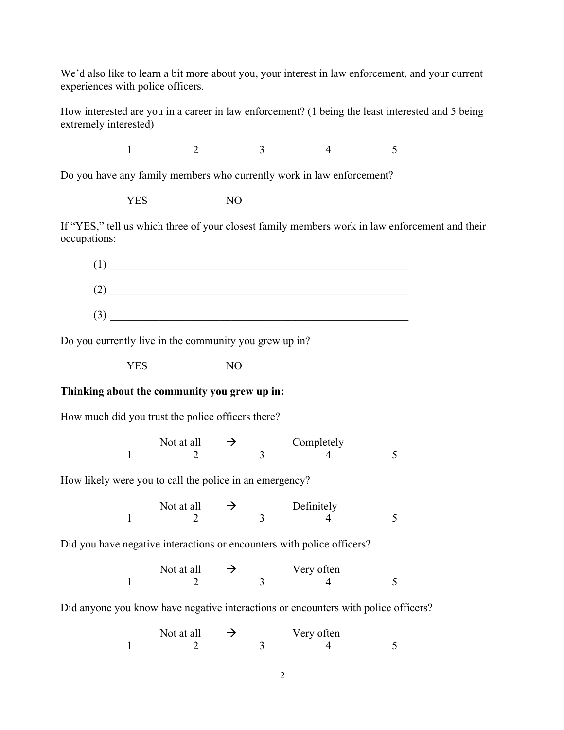We'd also like to learn a bit more about you, your interest in law enforcement, and your current experiences with police officers.

How interested are you in a career in law enforcement? (1 being the least interested and 5 being extremely interested)

1 2 3 4 5

Do you have any family members who currently work in law enforcement?

YES NO

If "YES," tell us which three of your closest family members work in law enforcement and their occupations:

(1) ________________________________________________

(2) ________________________________________________

(3) ________________________________________________

Do you currently live in the community you grew up in?

YES NO

**Thinking about the community you grew up in:**

How much did you trust the police officers there?

Not at all → Completely

1 2 3 4 5

How likely were you to call the police in an emergency?

Not at all → Definitely

1 2 3 4 5

Did you have negative interactions or encounters with police officers?

Not at all → Very often

1 2 3 4 5

Did anyone you know have negative interactions or encounters with police officers?

Not at all → Very often

1 2 3 4 5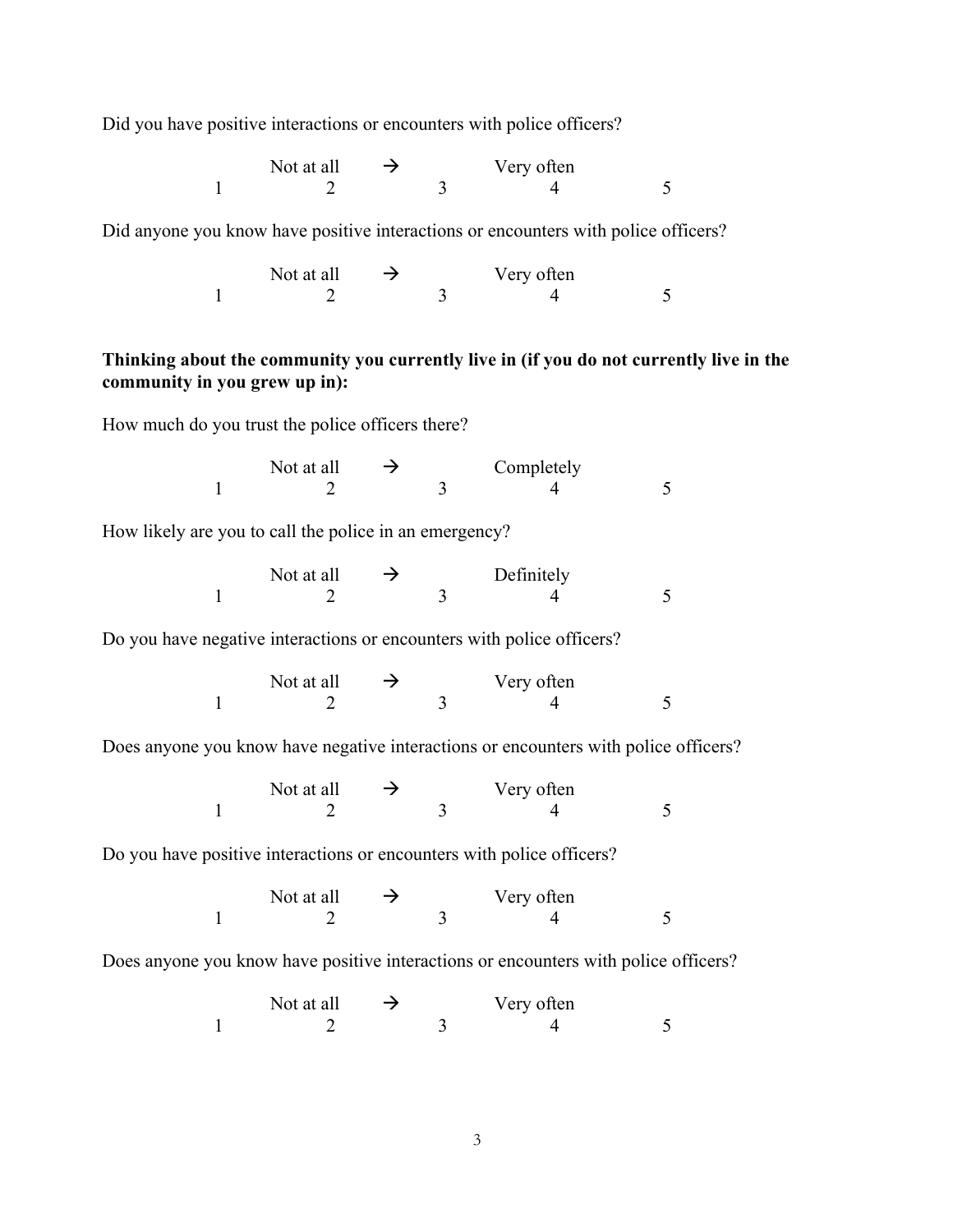Did you have positive interactions or encounters with police officers?

| | Not at all | → | Very often | |
|---|---|---|---|---|
| 1 | 2 | 3 | 4 | 5 |

Did anyone you know have positive interactions or encounters with police officers?

| | Not at all | → | Very often | |
|---|---|---|---|---|
| 1 | 2 | 3 | 4 | 5 |

**Thinking about the community you currently live in (if you do not currently live in the community in you grew up in):**

How much do you trust the police officers there?

| | Not at all | → | Completely | |
|---|---|---|---|---|
| 1 | 2 | 3 | 4 | 5 |

How likely are you to call the police in an emergency?

| | Not at all | → | Definitely | |
|---|---|---|---|---|
| 1 | 2 | 3 | 4 | 5 |

Do you have negative interactions or encounters with police officers?

| | Not at all | → | Very often | |
|---|---|---|---|---|
| 1 | 2 | 3 | 4 | 5 |

Does anyone you know have negative interactions or encounters with police officers?

| | Not at all | → | Very often | |
|---|---|---|---|---|
| 1 | 2 | 3 | 4 | 5 |

Do you have positive interactions or encounters with police officers?

| | Not at all | → | Very often | |
|---|---|---|---|---|
| 1 | 2 | 3 | 4 | 5 |

Does anyone you know have positive interactions or encounters with police officers?

| | Not at all | → | Very often | |
|---|---|---|---|---|
| 1 | 2 | 3 | 4 | 5 |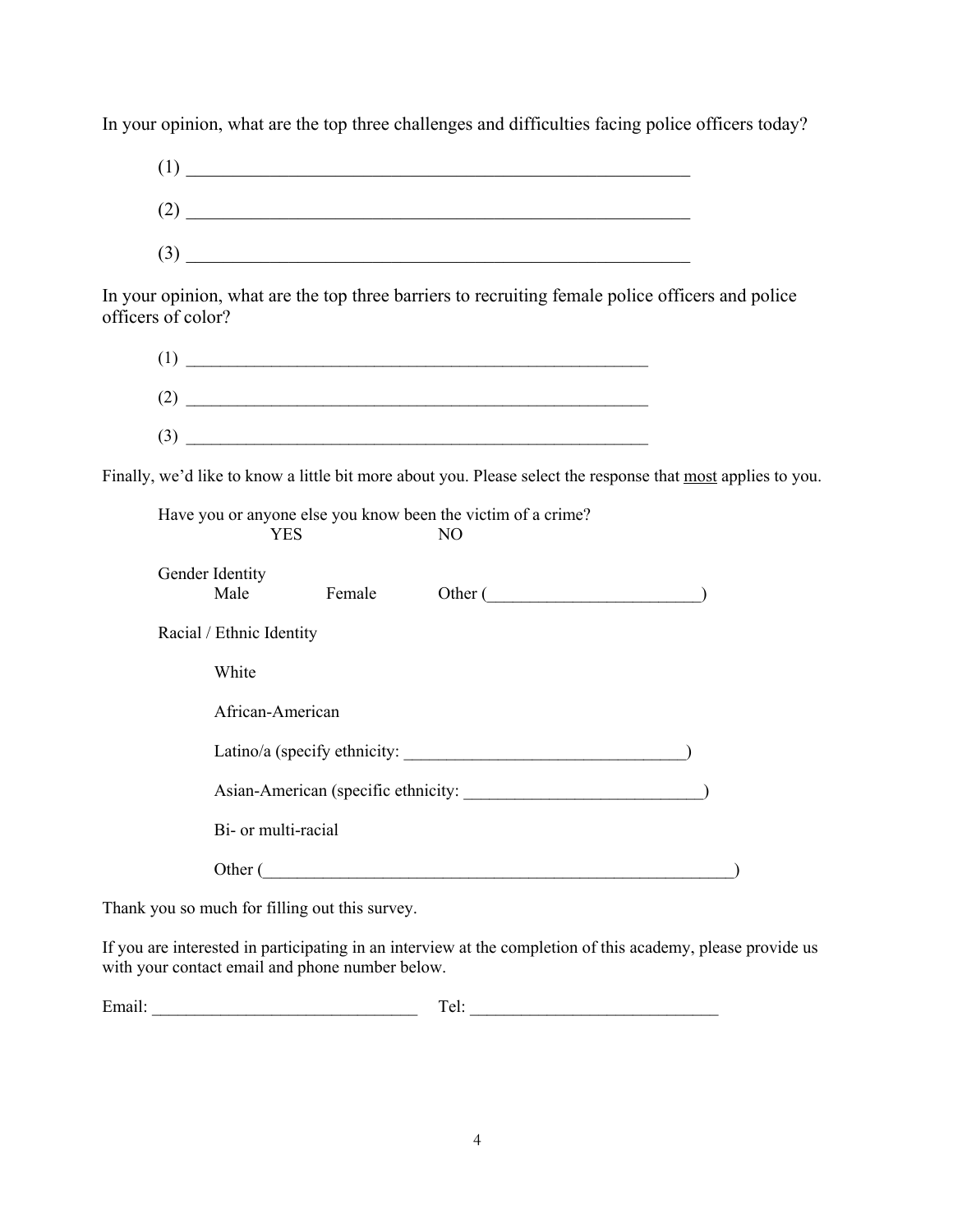In your opinion, what are the top three challenges and difficulties facing police officers today?

(1) ____________________________________________________________

(2) ____________________________________________________________

(3) ____________________________________________________________

In your opinion, what are the top three barriers to recruiting female police officers and police officers of color?

(1) ____________________________________________________________

(2) ____________________________________________________________

(3) ____________________________________________________________

Finally, we'd like to know a little bit more about you. Please select the response that <u>most</u> applies to you.

Have you or anyone else you know been the victim of a crime?

YES NO

Gender Identity

Male Female Other (_________________________)

Racial / Ethnic Identity

White

African-American

Latino/a (specify ethnicity: _________________________________)

Asian-American (specific ethnicity: ____________________________)

Bi- or multi-racial

Other (_________________________________________________________)

Thank you so much for filling out this survey.

If you are interested in participating in an interview at the completion of this academy, please provide us with your contact email and phone number below.

Email: _______________________________ Tel: _____________________________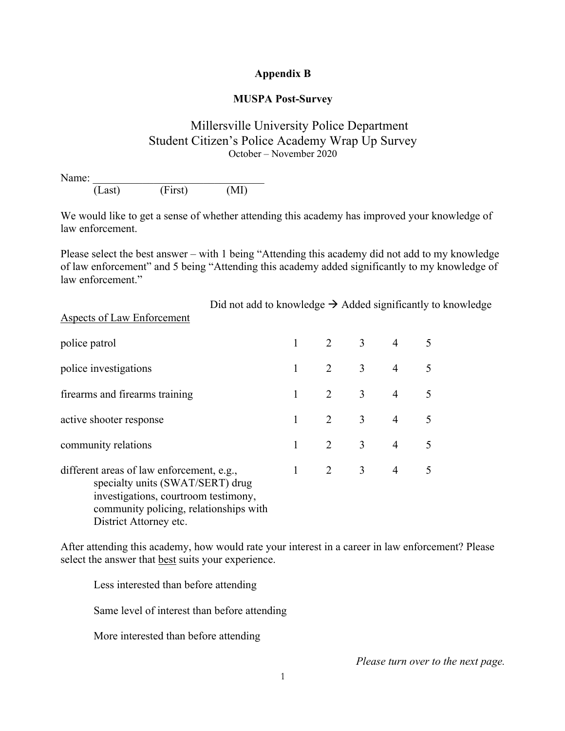**Appendix B**

**MUSPA Post-Survey**

Millersville University Police Department
Student Citizen's Police Academy Wrap Up Survey
October – November 2020

Name: ______________________________
(Last) (First) (MI)

We would like to get a sense of whether attending this academy has improved your knowledge of law enforcement.

Please select the best answer – with 1 being "Attending this academy did not add to my knowledge of law enforcement" and 5 being "Attending this academy added significantly to my knowledge of law enforcement."

| Aspects of Law Enforcement | Did not add to knowledge → Added significantly to knowledge | | | | |
|---|---|---|---|---|---|
| police patrol | 1 | 2 | 3 | 4 | 5 |
| police investigations | 1 | 2 | 3 | 4 | 5 |
| firearms and firearms training | 1 | 2 | 3 | 4 | 5 |
| active shooter response | 1 | 2 | 3 | 4 | 5 |
| community relations | 1 | 2 | 3 | 4 | 5 |
| different areas of law enforcement, e.g., specialty units (SWAT/SERT) drug investigations, courtroom testimony, community policing, relationships with District Attorney etc. | 1 | 2 | 3 | 4 | 5 |

After attending this academy, how would rate your interest in a career in law enforcement? Please select the answer that best suits your experience.

Less interested than before attending

Same level of interest than before attending

More interested than before attending

*Please turn over to the next page.*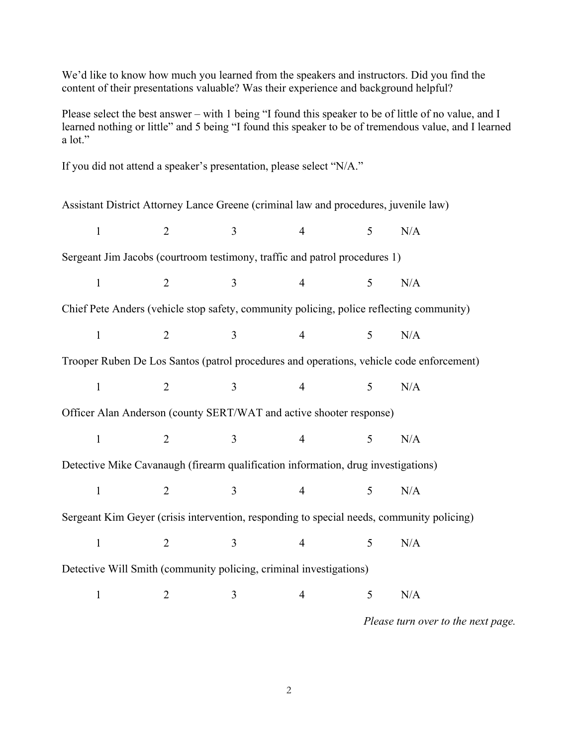We'd like to know how much you learned from the speakers and instructors. Did you find the content of their presentations valuable? Was their experience and background helpful?

Please select the best answer – with 1 being "I found this speaker to be of little of no value, and I learned nothing or little" and 5 being "I found this speaker to be of tremendous value, and I learned a lot."

If you did not attend a speaker's presentation, please select "N/A."

Assistant District Attorney Lance Greene (criminal law and procedures, juvenile law)

1 2 3 4 5 N/A

Sergeant Jim Jacobs (courtroom testimony, traffic and patrol procedures 1)

1 2 3 4 5 N/A

Chief Pete Anders (vehicle stop safety, community policing, police reflecting community)

1 2 3 4 5 N/A

Trooper Ruben De Los Santos (patrol procedures and operations, vehicle code enforcement)

1 2 3 4 5 N/A

Officer Alan Anderson (county SERT/WAT and active shooter response)

1 2 3 4 5 N/A

Detective Mike Cavanaugh (firearm qualification information, drug investigations)

1 2 3 4 5 N/A

Sergeant Kim Geyer (crisis intervention, responding to special needs, community policing)

1 2 3 4 5 N/A

Detective Will Smith (community policing, criminal investigations)

1 2 3 4 5 N/A

*Please turn over to the next page.*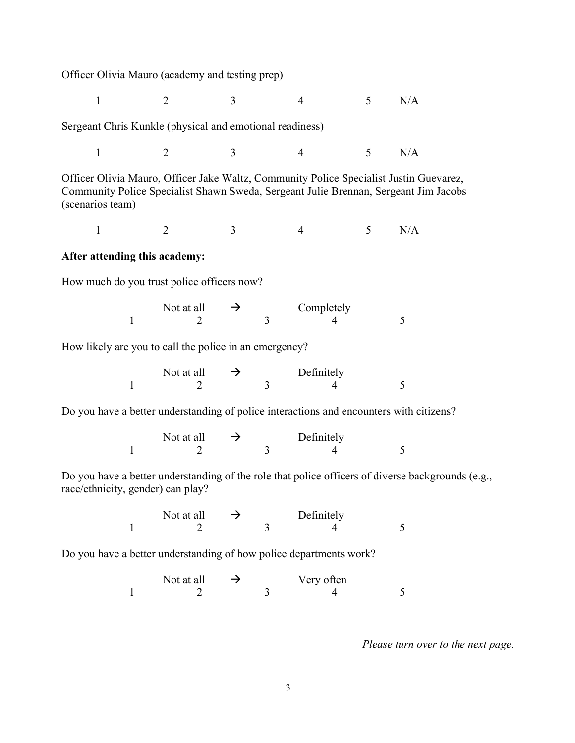Officer Olivia Mauro (academy and testing prep)

1 2 3 4 5 N/A

Sergeant Chris Kunkle (physical and emotional readiness)

1 2 3 4 5 N/A

Officer Olivia Mauro, Officer Jake Waltz, Community Police Specialist Justin Guevarez, Community Police Specialist Shawn Sweda, Sergeant Julie Brennan, Sergeant Jim Jacobs (scenarios team)

1 2 3 4 5 N/A

**After attending this academy:**

How much do you trust police officers now?

Not at all → Completely
1 2 3 4 5

How likely are you to call the police in an emergency?

Not at all → Definitely
1 2 3 4 5

Do you have a better understanding of police interactions and encounters with citizens?

Not at all → Definitely
1 2 3 4 5

Do you have a better understanding of the role that police officers of diverse backgrounds (e.g., race/ethnicity, gender) can play?

Not at all → Definitely
1 2 3 4 5

Do you have a better understanding of how police departments work?

Not at all → Very often
1 2 3 4 5

*Please turn over to the next page.*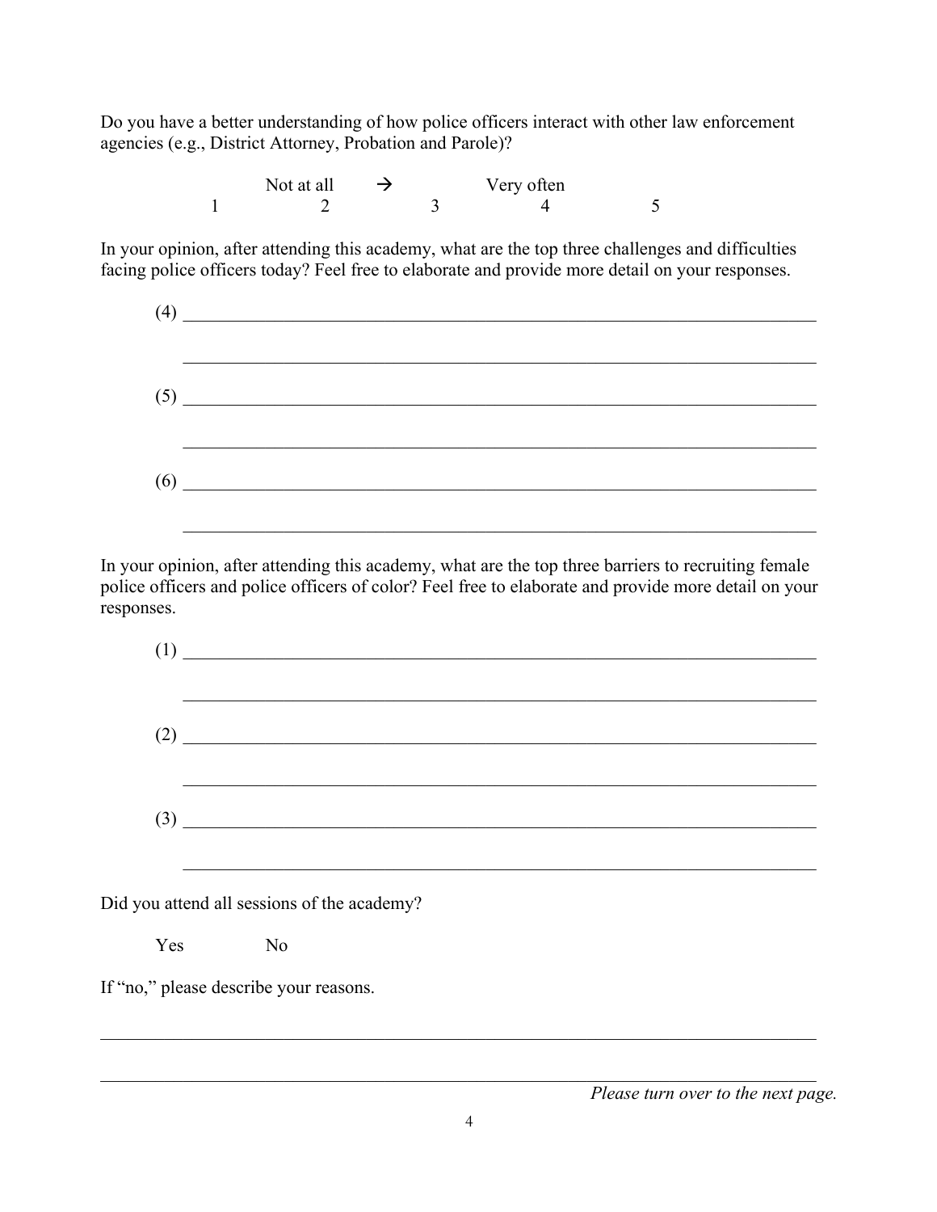Do you have a better understanding of how police officers interact with other law enforcement agencies (e.g., District Attorney, Probation and Parole)?

| | Not at all | → | Very often | |
|---|---|---|---|---|
| 1 | 2 | 3 | 4 | 5 |

In your opinion, after attending this academy, what are the top three challenges and difficulties facing police officers today? Feel free to elaborate and provide more detail on your responses.

(4) ______________________________________________________________________

______________________________________________________________________

(5) ______________________________________________________________________

______________________________________________________________________

(6) ______________________________________________________________________

______________________________________________________________________

In your opinion, after attending this academy, what are the top three barriers to recruiting female police officers and police officers of color? Feel free to elaborate and provide more detail on your responses.

(1) ______________________________________________________________________

______________________________________________________________________

(2) ______________________________________________________________________

______________________________________________________________________

(3) ______________________________________________________________________

______________________________________________________________________

Did you attend all sessions of the academy?

Yes No

If "no," please describe your reasons.

______________________________________________________________________

______________________________________________________________________

*Please turn over to the next page.*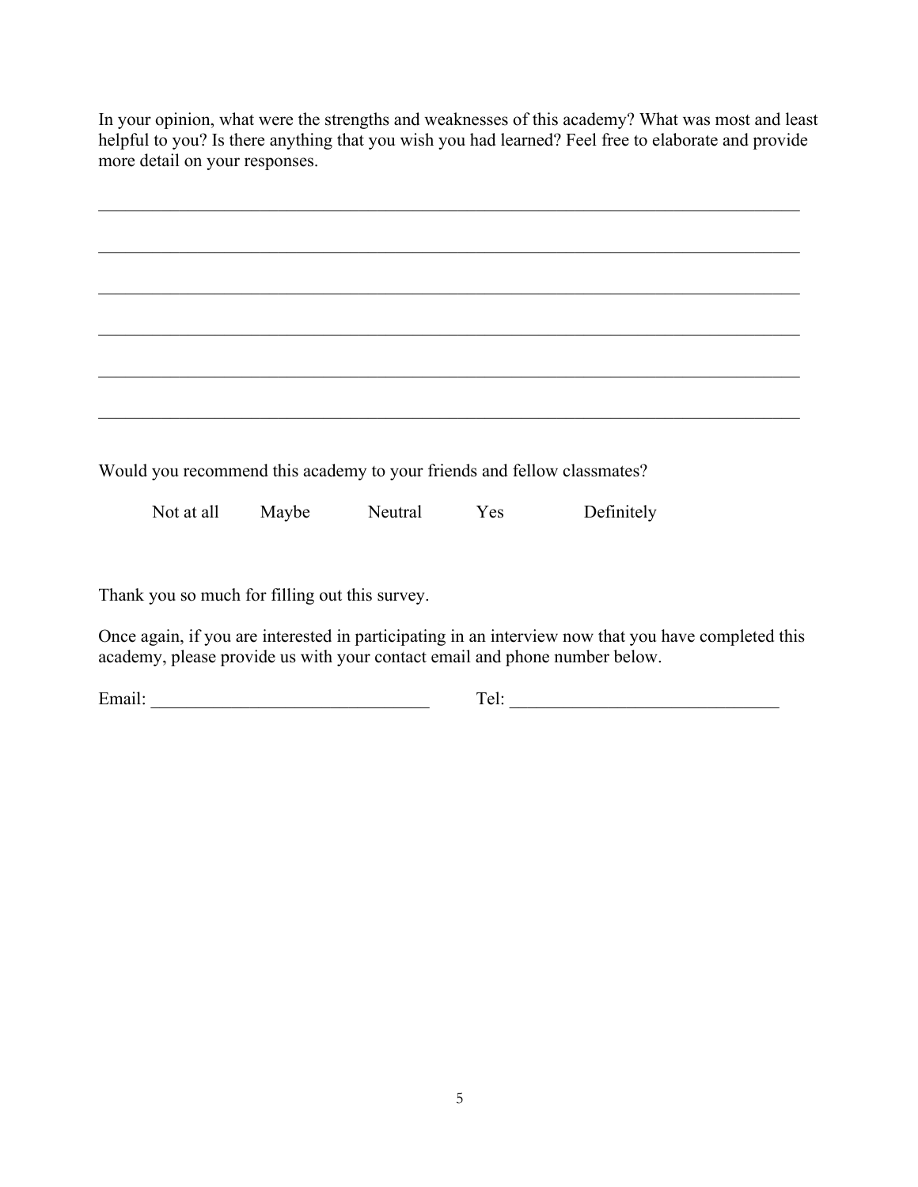In your opinion, what were the strengths and weaknesses of this academy? What was most and least helpful to you? Is there anything that you wish you had learned? Feel free to elaborate and provide more detail on your responses.

______________________________________________________________________________

______________________________________________________________________________

______________________________________________________________________________

______________________________________________________________________________

______________________________________________________________________________

______________________________________________________________________________

Would you recommend this academy to your friends and fellow classmates?

Not at all    Maybe    Neutral    Yes    Definitely

Thank you so much for filling out this survey.

Once again, if you are interested in participating in an interview now that you have completed this academy, please provide us with your contact email and phone number below.

Email: _______________________________    Tel: ______________________________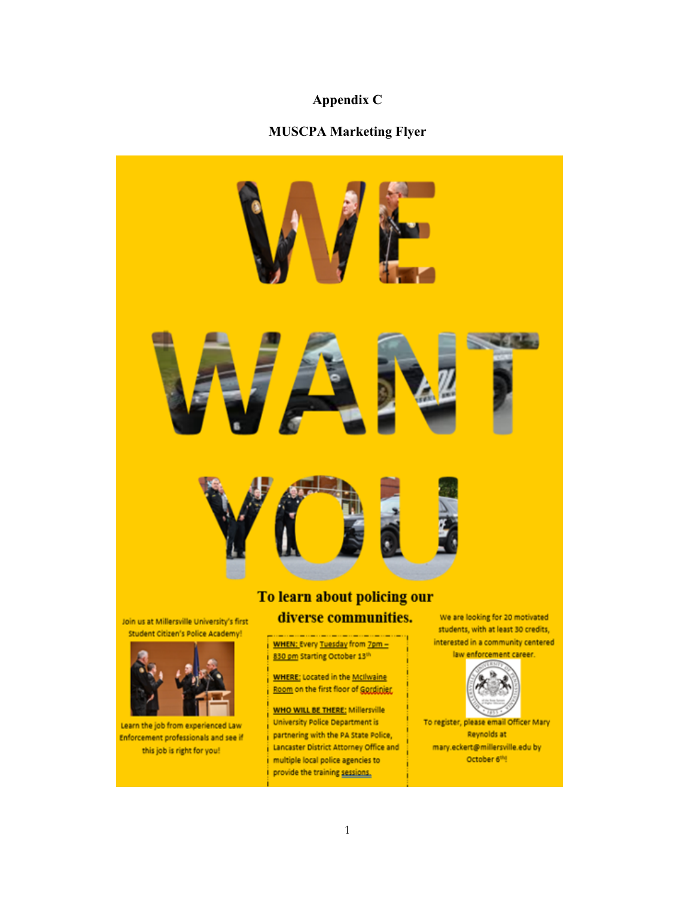## Appendix C

## MUSCPA Marketing Flyer

# WE WANT YOU

## To learn about policing our diverse communities.

Join us at Millersville University's first Student Citizen's Police Academy!

Learn the job from experienced Law Enforcement professionals and see if this job is right for you!

**WHEN:** Every Tuesday from 7pm – 830 pm Starting October 13th

**WHERE:** Located in the McIlwaine Room on the first floor of Gordinier

**WHO WILL BE THERE:** Millersville University Police Department is partnering with the PA State Police, Lancaster District Attorney Office and multiple local police agencies to provide the training sessions.

We are looking for 20 motivated students, with at least 30 credits, interested in a community centered law enforcement career.

To register, please email Officer Mary Reynolds at mary.eckert@millersville.edu by October 6th!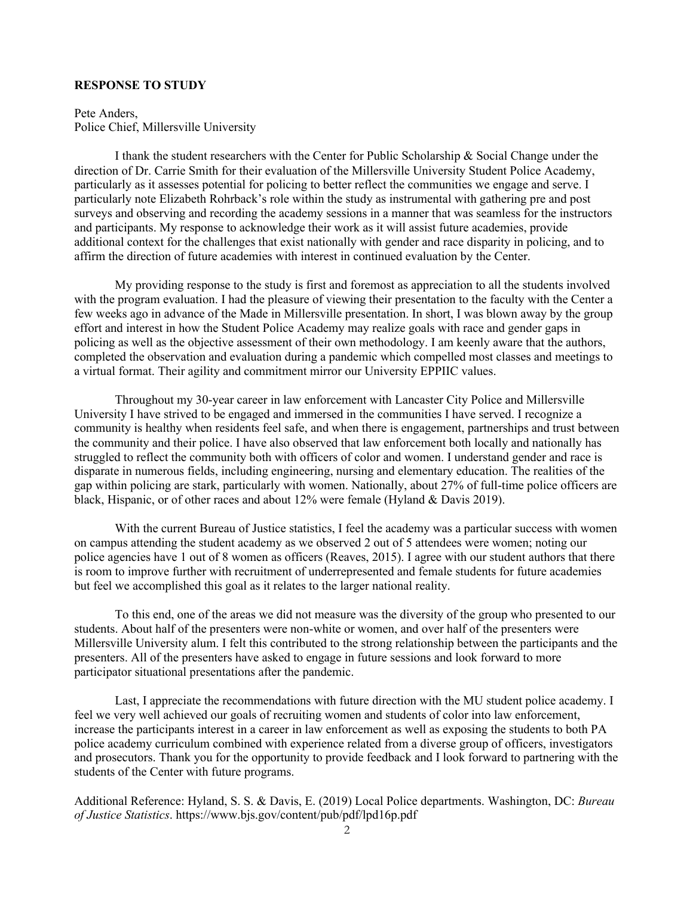**RESPONSE TO STUDY**

Pete Anders,
Police Chief, Millersville University

I thank the student researchers with the Center for Public Scholarship & Social Change under the direction of Dr. Carrie Smith for their evaluation of the Millersville University Student Police Academy, particularly as it assesses potential for policing to better reflect the communities we engage and serve. I particularly note Elizabeth Rohrback's role within the study as instrumental with gathering pre and post surveys and observing and recording the academy sessions in a manner that was seamless for the instructors and participants. My response to acknowledge their work as it will assist future academies, provide additional context for the challenges that exist nationally with gender and race disparity in policing, and to affirm the direction of future academies with interest in continued evaluation by the Center.

My providing response to the study is first and foremost as appreciation to all the students involved with the program evaluation. I had the pleasure of viewing their presentation to the faculty with the Center a few weeks ago in advance of the Made in Millersville presentation. In short, I was blown away by the group effort and interest in how the Student Police Academy may realize goals with race and gender gaps in policing as well as the objective assessment of their own methodology. I am keenly aware that the authors, completed the observation and evaluation during a pandemic which compelled most classes and meetings to a virtual format. Their agility and commitment mirror our University EPPIIC values.

Throughout my 30-year career in law enforcement with Lancaster City Police and Millersville University I have strived to be engaged and immersed in the communities I have served. I recognize a community is healthy when residents feel safe, and when there is engagement, partnerships and trust between the community and their police. I have also observed that law enforcement both locally and nationally has struggled to reflect the community both with officers of color and women. I understand gender and race is disparate in numerous fields, including engineering, nursing and elementary education. The realities of the gap within policing are stark, particularly with women. Nationally, about 27% of full-time police officers are black, Hispanic, or of other races and about 12% were female (Hyland & Davis 2019).

With the current Bureau of Justice statistics, I feel the academy was a particular success with women on campus attending the student academy as we observed 2 out of 5 attendees were women; noting our police agencies have 1 out of 8 women as officers (Reaves, 2015). I agree with our student authors that there is room to improve further with recruitment of underrepresented and female students for future academies but feel we accomplished this goal as it relates to the larger national reality.

To this end, one of the areas we did not measure was the diversity of the group who presented to our students. About half of the presenters were non-white or women, and over half of the presenters were Millersville University alum. I felt this contributed to the strong relationship between the participants and the presenters. All of the presenters have asked to engage in future sessions and look forward to more participator situational presentations after the pandemic.

Last, I appreciate the recommendations with future direction with the MU student police academy. I feel we very well achieved our goals of recruiting women and students of color into law enforcement, increase the participants interest in a career in law enforcement as well as exposing the students to both PA police academy curriculum combined with experience related from a diverse group of officers, investigators and prosecutors. Thank you for the opportunity to provide feedback and I look forward to partnering with the students of the Center with future programs.

Additional Reference: Hyland, S. S. & Davis, E. (2019) Local Police departments. Washington, DC: *Bureau of Justice Statistics*. https://www.bjs.gov/content/pub/pdf/lpd16p.pdf